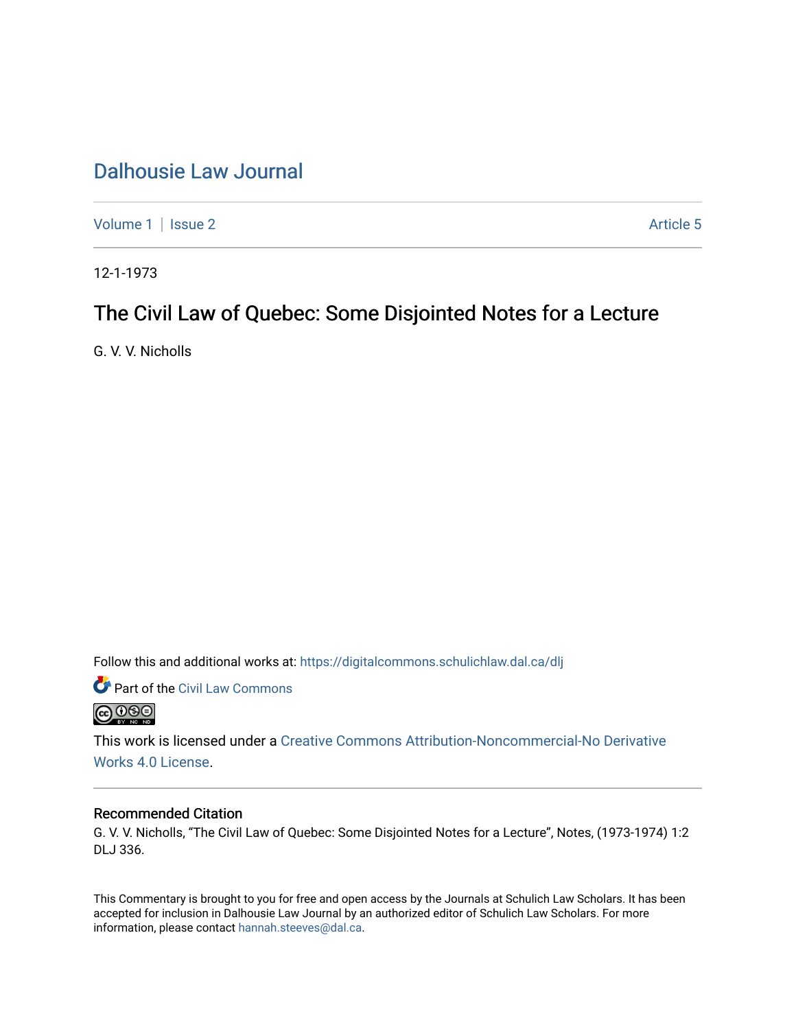# Dalhousie Law Journal

Volume 1 | Issue 2 Article 5

12-1-1973

## The Civil Law of Quebec: Some Disjointed Notes for a Lecture

G. V. V. Nicholls

Follow this and additional works at: https://digitalcommons.schulichlaw.dal.ca/dlj

Part of the Civil Law Commons

This work is licensed under a Creative Commons Attribution-Noncommercial-No Derivative Works 4.0 License.

### Recommended Citation

G. V. V. Nicholls, "The Civil Law of Quebec: Some Disjointed Notes for a Lecture", Notes, (1973-1974) 1:2 DLJ 336.

This Commentary is brought to you for free and open access by the Journals at Schulich Law Scholars. It has been accepted for inclusion in Dalhousie Law Journal by an authorized editor of Schulich Law Scholars. For more information, please contact hannah.steeves@dal.ca.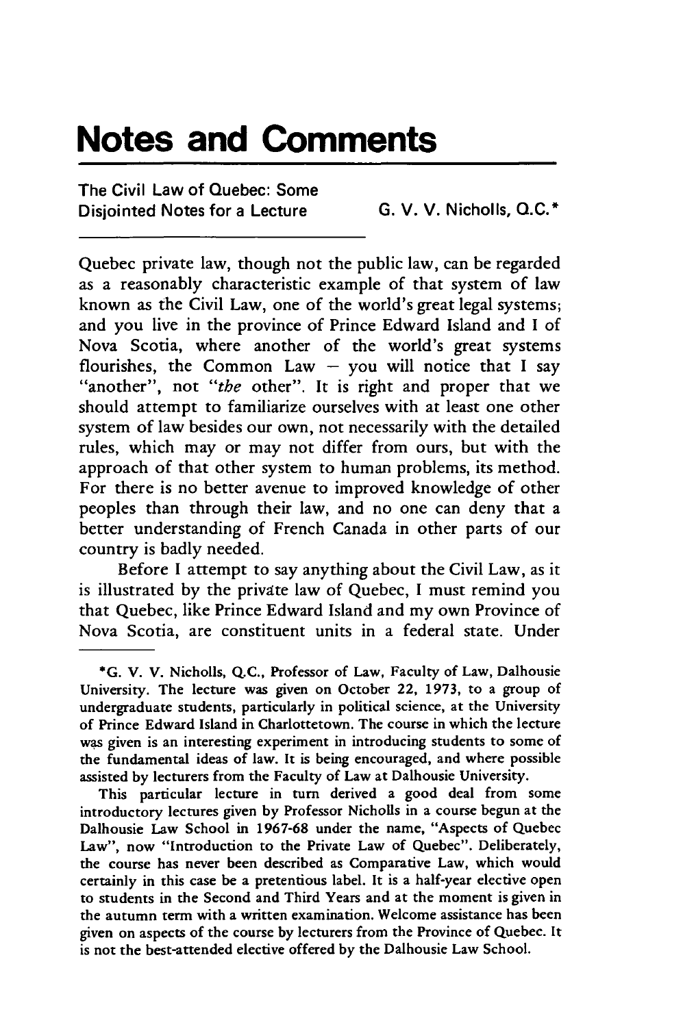# Notes and Comments

**The Civil Law of Quebec: Some Disjointed Notes for a Lecture**

**G. V. V. Nicholls, Q.C.***

Quebec private law, though not the public law, can be regarded as a reasonably characteristic example of that system of law known as the Civil Law, one of the world's great legal systems; and you live in the province of Prince Edward Island and I of Nova Scotia, where another of the world's great systems flourishes, the Common Law – you will notice that I say "another", not "*the* other". It is right and proper that we should attempt to familiarize ourselves with at least one other system of law besides our own, not necessarily with the detailed rules, which may or may not differ from ours, but with the approach of that other system to human problems, its method. For there is no better avenue to improved knowledge of other peoples than through their law, and no one can deny that a better understanding of French Canada in other parts of our country is badly needed.

Before I attempt to say anything about the Civil Law, as it is illustrated by the private law of Quebec, I must remind you that Quebec, like Prince Edward Island and my own Province of Nova Scotia, are constituent units in a federal state. Under

---

*G. V. V. Nicholls, Q.C., Professor of Law, Faculty of Law, Dalhousie University. The lecture was given on October 22, 1973, to a group of undergraduate students, particularly in political science, at the University of Prince Edward Island in Charlottetown. The course in which the lecture was given is an interesting experiment in introducing students to some of the fundamental ideas of law. It is being encouraged, and where possible assisted by lecturers from the Faculty of Law at Dalhousie University.

This particular lecture in turn derived a good deal from some introductory lectures given by Professor Nicholls in a course begun at the Dalhousie Law School in 1967-68 under the name, "Aspects of Quebec Law", now "Introduction to the Private Law of Quebec". Deliberately, the course has never been described as Comparative Law, which would certainly in this case be a pretentious label. It is a half-year elective open to students in the Second and Third Years and at the moment is given in the autumn term with a written examination. Welcome assistance has been given on aspects of the course by lecturers from the Province of Quebec. It is not the best-attended elective offered by the Dalhousie Law School.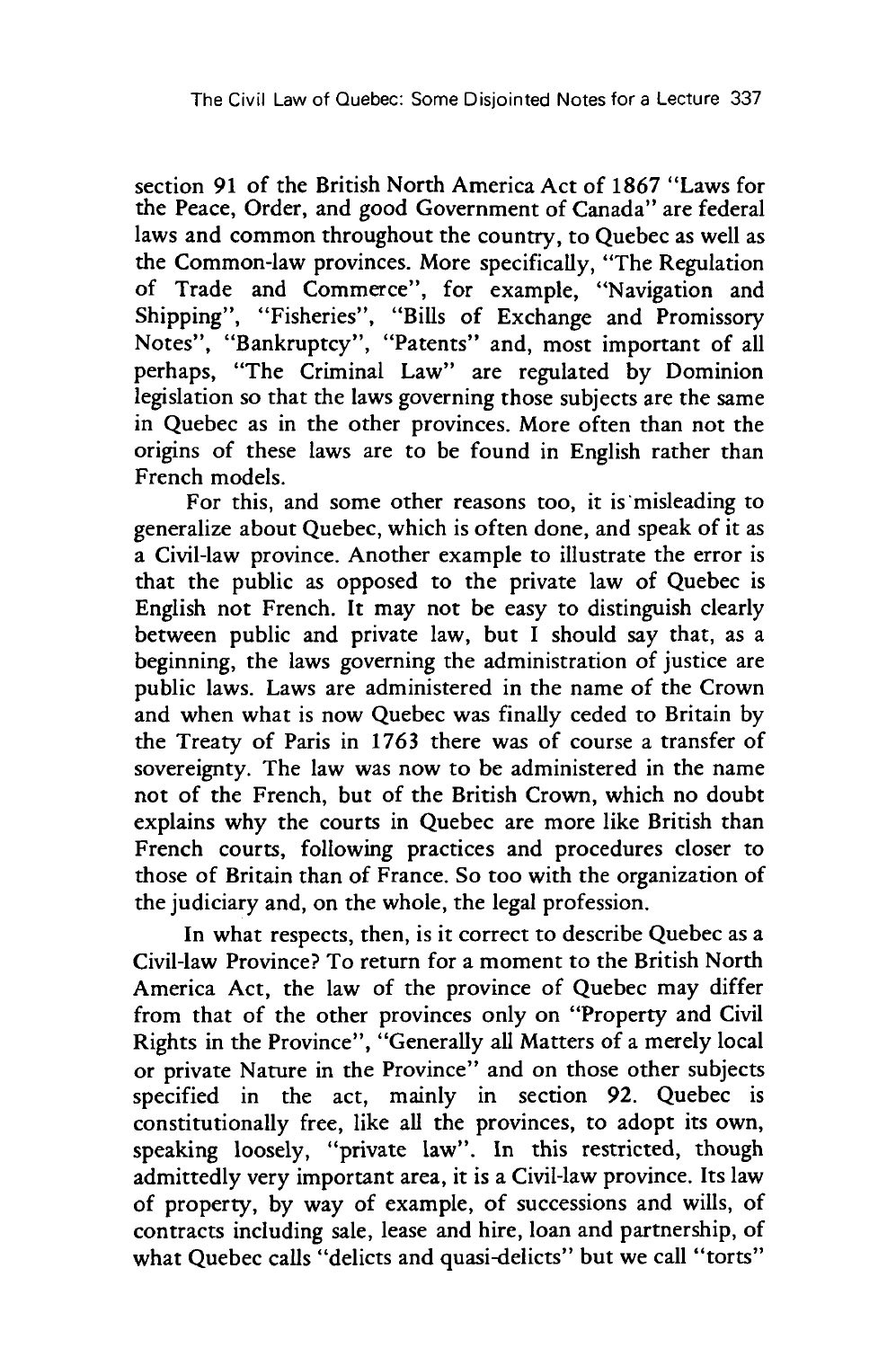section 91 of the British North America Act of 1867 "Laws for the Peace, Order, and good Government of Canada" are federal laws and common throughout the country, to Quebec as well as the Common-law provinces. More specifically, "The Regulation of Trade and Commerce", for example, "Navigation and Shipping", "Fisheries", "Bills of Exchange and Promissory Notes", "Bankruptcy", "Patents" and, most important of all perhaps, "The Criminal Law" are regulated by Dominion legislation so that the laws governing those subjects are the same in Quebec as in the other provinces. More often than not the origins of these laws are to be found in English rather than French models.

For this, and some other reasons too, it is misleading to generalize about Quebec, which is often done, and speak of it as a Civil-law province. Another example to illustrate the error is that the public as opposed to the private law of Quebec is English not French. It may not be easy to distinguish clearly between public and private law, but I should say that, as a beginning, the laws governing the administration of justice are public laws. Laws are administered in the name of the Crown and when what is now Quebec was finally ceded to Britain by the Treaty of Paris in 1763 there was of course a transfer of sovereignty. The law was now to be administered in the name not of the French, but of the British Crown, which no doubt explains why the courts in Quebec are more like British than French courts, following practices and procedures closer to those of Britain than of France. So too with the organization of the judiciary and, on the whole, the legal profession.

In what respects, then, is it correct to describe Quebec as a Civil-law Province? To return for a moment to the British North America Act, the law of the province of Quebec may differ from that of the other provinces only on "Property and Civil Rights in the Province", "Generally all Matters of a merely local or private Nature in the Province" and on those other subjects specified in the act, mainly in section 92. Quebec is constitutionally free, like all the provinces, to adopt its own, speaking loosely, "private law". In this restricted, though admittedly very important area, it is a Civil-law province. Its law of property, by way of example, of successions and wills, of contracts including sale, lease and hire, loan and partnership, of what Quebec calls "delicts and quasi-delicts" but we call "torts"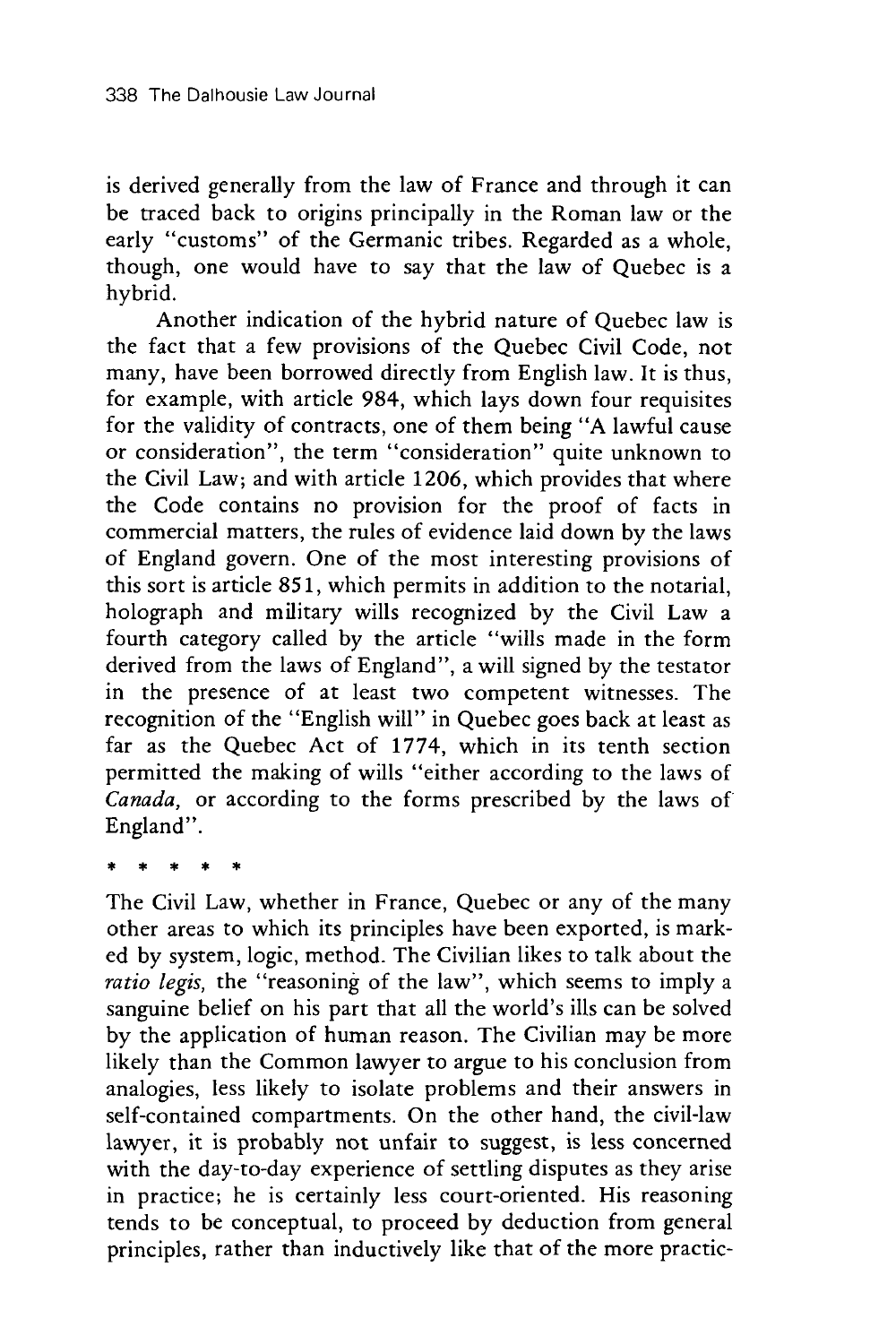is derived generally from the law of France and through it can be traced back to origins principally in the Roman law or the early "customs" of the Germanic tribes. Regarded as a whole, though, one would have to say that the law of Quebec is a hybrid.

Another indication of the hybrid nature of Quebec law is the fact that a few provisions of the Quebec Civil Code, not many, have been borrowed directly from English law. It is thus, for example, with article 984, which lays down four requisites for the validity of contracts, one of them being "A lawful cause or consideration", the term "consideration" quite unknown to the Civil Law; and with article 1206, which provides that where the Code contains no provision for the proof of facts in commercial matters, the rules of evidence laid down by the laws of England govern. One of the most interesting provisions of this sort is article 851, which permits in addition to the notarial, holograph and military wills recognized by the Civil Law a fourth category called by the article "wills made in the form derived from the laws of England", a will signed by the testator in the presence of at least two competent witnesses. The recognition of the "English will" in Quebec goes back at least as far as the Quebec Act of 1774, which in its tenth section permitted the making of wills "either according to the laws of *Canada,* or according to the forms prescribed by the laws of England".

\* \* \* \* \*

The Civil Law, whether in France, Quebec or any of the many other areas to which its principles have been exported, is marked by system, logic, method. The Civilian likes to talk about the *ratio legis,* the "reasoning of the law", which seems to imply a sanguine belief on his part that all the world's ills can be solved by the application of human reason. The Civilian may be more likely than the Common lawyer to argue to his conclusion from analogies, less likely to isolate problems and their answers in self-contained compartments. On the other hand, the civil-law lawyer, it is probably not unfair to suggest, is less concerned with the day-to-day experience of settling disputes as they arise in practice; he is certainly less court-oriented. His reasoning tends to be conceptual, to proceed by deduction from general principles, rather than inductively like that of the more practic-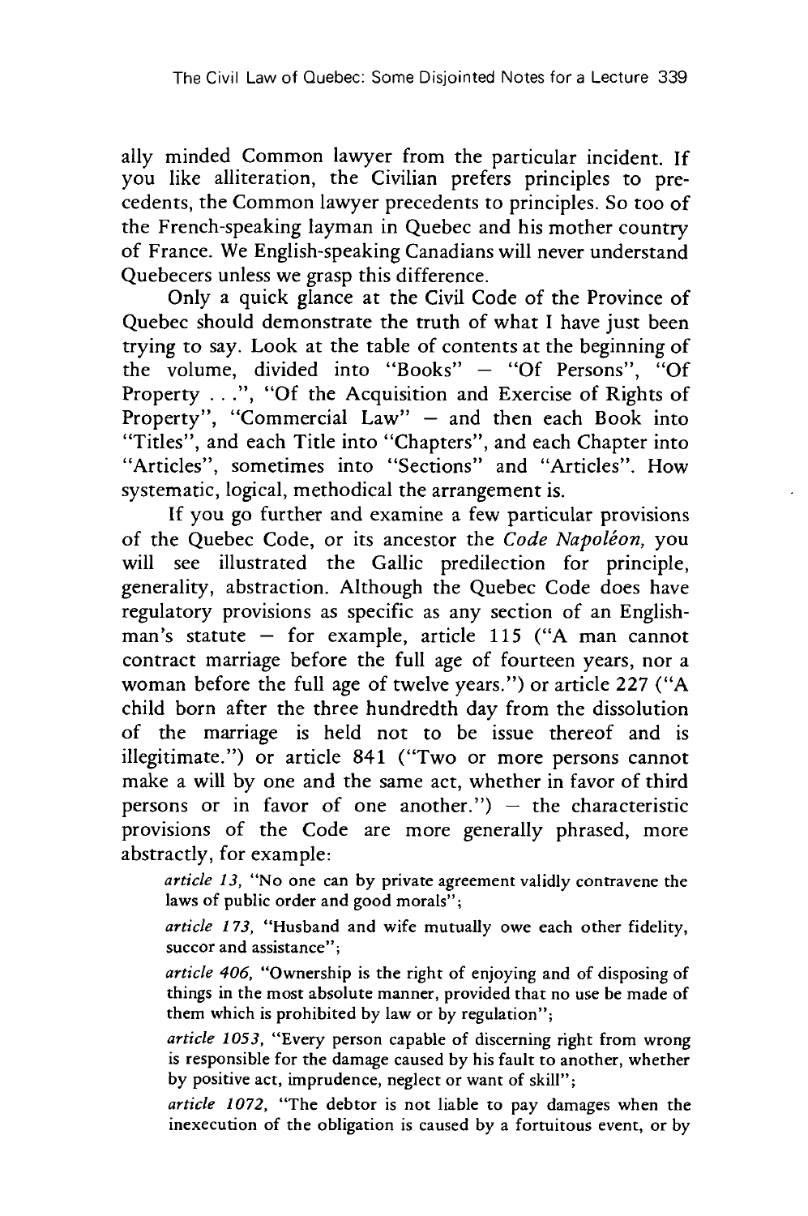ally minded Common lawyer from the particular incident. If you like alliteration, the Civilian prefers principles to precedents, the Common lawyer precedents to principles. So too of the French-speaking layman in Quebec and his mother country of France. We English-speaking Canadians will never understand Quebecers unless we grasp this difference.

Only a quick glance at the Civil Code of the Province of Quebec should demonstrate the truth of what I have just been trying to say. Look at the table of contents at the beginning of the volume, divided into "Books" – "Of Persons", "Of Property . . .", "Of the Acquisition and Exercise of Rights of Property", "Commercial Law" – and then each Book into "Titles", and each Title into "Chapters", and each Chapter into "Articles", sometimes into "Sections" and "Articles". How systematic, logical, methodical the arrangement is.

If you go further and examine a few particular provisions of the Quebec Code, or its ancestor the *Code Napoléon,* you will see illustrated the Gallic predilection for principle, generality, abstraction. Although the Quebec Code does have regulatory provisions as specific as any section of an Englishman's statute – for example, article 115 ("A man cannot contract marriage before the full age of fourteen years, nor a woman before the full age of twelve years.") or article 227 ("A child born after the three hundredth day from the dissolution of the marriage is held not to be issue thereof and is illegitimate.") or article 841 ("Two or more persons cannot make a will by one and the same act, whether in favor of third persons or in favor of one another.") – the characteristic provisions of the Code are more generally phrased, more abstractly, for example:

> *article 13,* "No one can by private agreement validly contravene the laws of public order and good morals";
>
> *article 173,* "Husband and wife mutually owe each other fidelity, succor and assistance";
>
> *article 406,* "Ownership is the right of enjoying and of disposing of things in the most absolute manner, provided that no use be made of them which is prohibited by law or by regulation";
>
> *article 1053,* "Every person capable of discerning right from wrong is responsible for the damage caused by his fault to another, whether by positive act, imprudence, neglect or want of skill";
>
> *article 1072,* "The debtor is not liable to pay damages when the inexecution of the obligation is caused by a fortuitous event, or by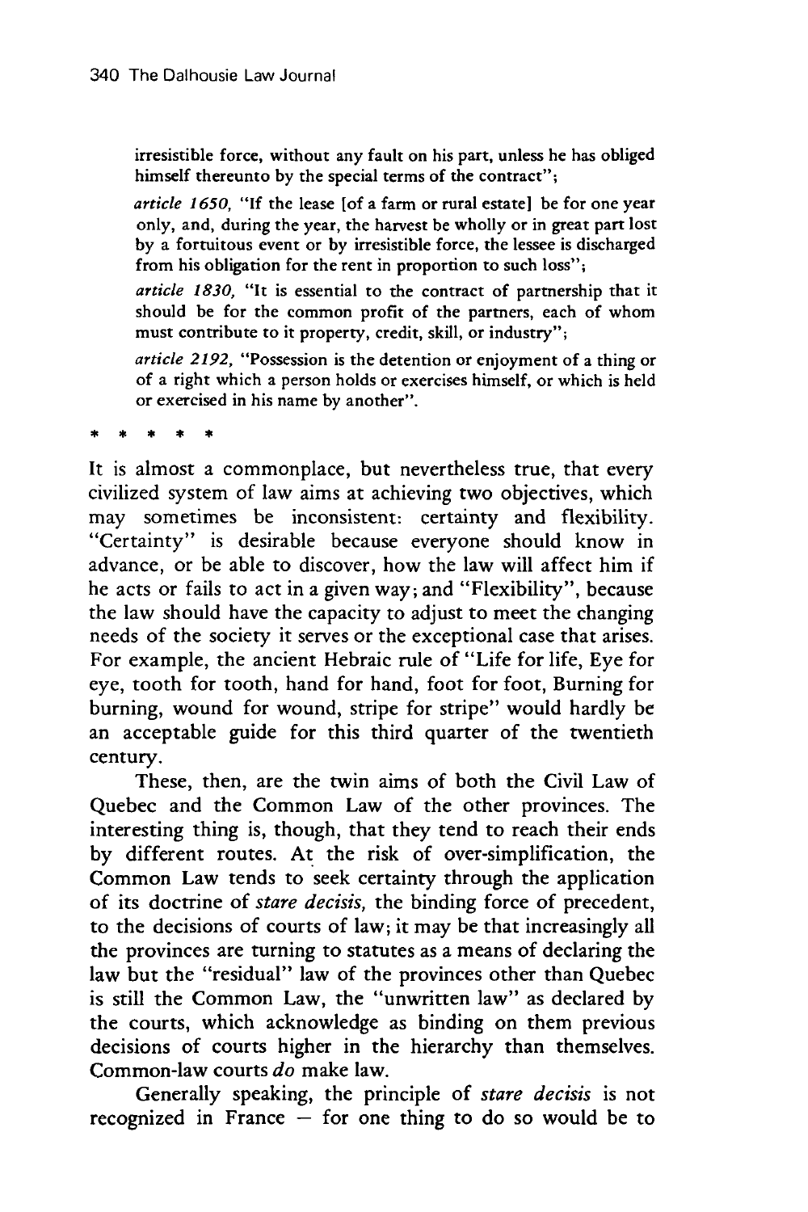irresistible force, without any fault on his part, unless he has obliged himself thereunto by the special terms of the contract";

*article 1650*, "If the lease [of a farm or rural estate] be for one year only, and, during the year, the harvest be wholly or in great part lost by a fortuitous event or by irresistible force, the lessee is discharged from his obligation for the rent in proportion to such loss";

*article 1830*, "It is essential to the contract of partnership that it should be for the common profit of the partners, each of whom must contribute to it property, credit, skill, or industry";

*article 2192*, "Possession is the detention or enjoyment of a thing or of a right which a person holds or exercises himself, or which is held or exercised in his name by another".

\* \* \* \* \*

It is almost a commonplace, but nevertheless true, that every civilized system of law aims at achieving two objectives, which may sometimes be inconsistent: certainty and flexibility. "Certainty" is desirable because everyone should know in advance, or be able to discover, how the law will affect him if he acts or fails to act in a given way; and "Flexibility", because the law should have the capacity to adjust to meet the changing needs of the society it serves or the exceptional case that arises. For example, the ancient Hebraic rule of "Life for life, Eye for eye, tooth for tooth, hand for hand, foot for foot, Burning for burning, wound for wound, stripe for stripe" would hardly be an acceptable guide for this third quarter of the twentieth century.

These, then, are the twin aims of both the Civil Law of Quebec and the Common Law of the other provinces. The interesting thing is, though, that they tend to reach their ends by different routes. At the risk of over-simplification, the Common Law tends to seek certainty through the application of its doctrine of *stare decisis*, the binding force of precedent, to the decisions of courts of law; it may be that increasingly all the provinces are turning to statutes as a means of declaring the law but the "residual" law of the provinces other than Quebec is still the Common Law, the "unwritten law" as declared by the courts, which acknowledge as binding on them previous decisions of courts higher in the hierarchy than themselves. Common-law courts *do* make law.

Generally speaking, the principle of *stare decisis* is not recognized in France — for one thing to do so would be to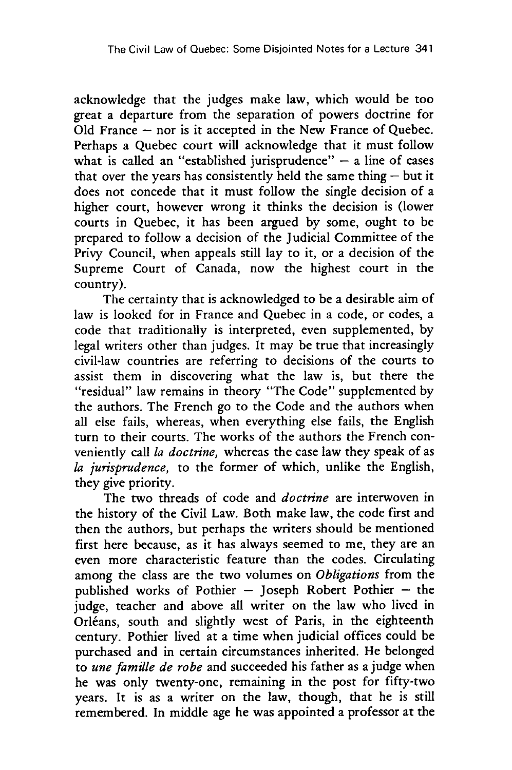acknowledge that the judges make law, which would be too great a departure from the separation of powers doctrine for Old France — nor is it accepted in the New France of Quebec. Perhaps a Quebec court will acknowledge that it must follow what is called an "established jurisprudence" — a line of cases that over the years has consistently held the same thing — but it does not concede that it must follow the single decision of a higher court, however wrong it thinks the decision is (lower courts in Quebec, it has been argued by some, ought to be prepared to follow a decision of the Judicial Committee of the Privy Council, when appeals still lay to it, or a decision of the Supreme Court of Canada, now the highest court in the country).

The certainty that is acknowledged to be a desirable aim of law is looked for in France and Quebec in a code, or codes, a code that traditionally is interpreted, even supplemented, by legal writers other than judges. It may be true that increasingly civil-law countries are referring to decisions of the courts to assist them in discovering what the law is, but there the "residual" law remains in theory "The Code" supplemented by the authors. The French go to the Code and the authors when all else fails, whereas, when everything else fails, the English turn to their courts. The works of the authors the French conveniently call *la doctrine,* whereas the case law they speak of as *la jurisprudence,* to the former of which, unlike the English, they give priority.

The two threads of code and *doctrine* are interwoven in the history of the Civil Law. Both make law, the code first and then the authors, but perhaps the writers should be mentioned first here because, as it has always seemed to me, they are an even more characteristic feature than the codes. Circulating among the class are the two volumes on *Obligations* from the published works of Pothier — Joseph Robert Pothier — the judge, teacher and above all writer on the law who lived in Orléans, south and slightly west of Paris, in the eighteenth century. Pothier lived at a time when judicial offices could be purchased and in certain circumstances inherited. He belonged to *une famille de robe* and succeeded his father as a judge when he was only twenty-one, remaining in the post for fifty-two years. It is as a writer on the law, though, that he is still remembered. In middle age he was appointed a professor at the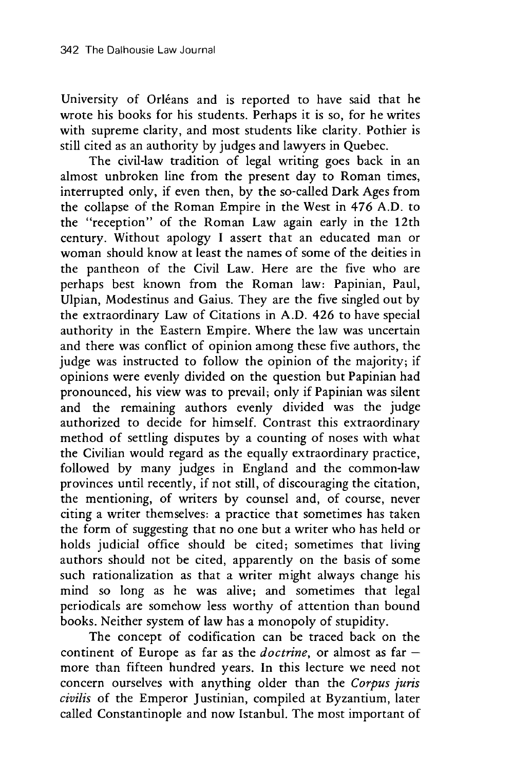University of Orléans and is reported to have said that he wrote his books for his students. Perhaps it is so, for he writes with supreme clarity, and most students like clarity. Pothier is still cited as an authority by judges and lawyers in Quebec.

The civil-law tradition of legal writing goes back in an almost unbroken line from the present day to Roman times, interrupted only, if even then, by the so-called Dark Ages from the collapse of the Roman Empire in the West in 476 A.D. to the "reception" of the Roman Law again early in the 12th century. Without apology I assert that an educated man or woman should know at least the names of some of the deities in the pantheon of the Civil Law. Here are the five who are perhaps best known from the Roman law: Papinian, Paul, Ulpian, Modestinus and Gaius. They are the five singled out by the extraordinary Law of Citations in A.D. 426 to have special authority in the Eastern Empire. Where the law was uncertain and there was conflict of opinion among these five authors, the judge was instructed to follow the opinion of the majority; if opinions were evenly divided on the question but Papinian had pronounced, his view was to prevail; only if Papinian was silent and the remaining authors evenly divided was the judge authorized to decide for himself. Contrast this extraordinary method of settling disputes by a counting of noses with what the Civilian would regard as the equally extraordinary practice, followed by many judges in England and the common-law provinces until recently, if not still, of discouraging the citation, the mentioning, of writers by counsel and, of course, never citing a writer themselves: a practice that sometimes has taken the form of suggesting that no one but a writer who has held or holds judicial office should be cited; sometimes that living authors should not be cited, apparently on the basis of some such rationalization as that a writer might always change his mind so long as he was alive; and sometimes that legal periodicals are somehow less worthy of attention than bound books. Neither system of law has a monopoly of stupidity.

The concept of codification can be traced back on the continent of Europe as far as the *doctrine*, or almost as far — more than fifteen hundred years. In this lecture we need not concern ourselves with anything older than the *Corpus juris civilis* of the Emperor Justinian, compiled at Byzantium, later called Constantinople and now Istanbul. The most important of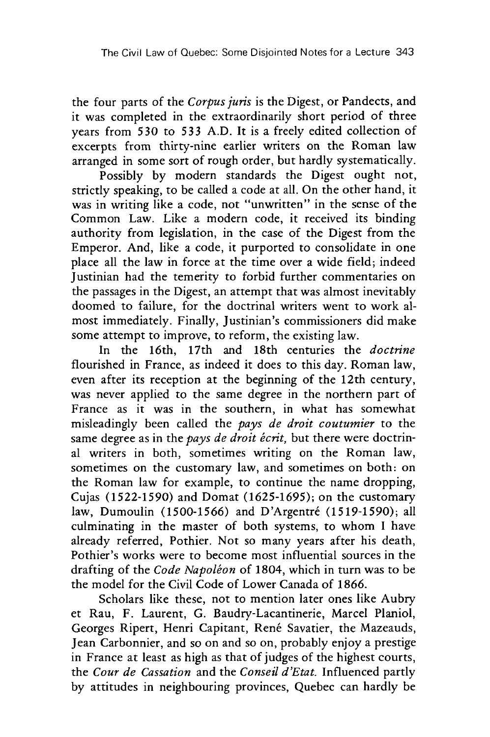the four parts of the *Corpus juris* is the Digest, or Pandects, and it was completed in the extraordinarily short period of three years from 530 to 533 A.D. It is a freely edited collection of excerpts from thirty-nine earlier writers on the Roman law arranged in some sort of rough order, but hardly systematically.

Possibly by modern standards the Digest ought not, strictly speaking, to be called a code at all. On the other hand, it was in writing like a code, not "unwritten" in the sense of the Common Law. Like a modern code, it received its binding authority from legislation, in the case of the Digest from the Emperor. And, like a code, it purported to consolidate in one place all the law in force at the time over a wide field; indeed Justinian had the temerity to forbid further commentaries on the passages in the Digest, an attempt that was almost inevitably doomed to failure, for the doctrinal writers went to work almost immediately. Finally, Justinian's commissioners did make some attempt to improve, to reform, the existing law.

In the 16th, 17th and 18th centuries the *doctrine* flourished in France, as indeed it does to this day. Roman law, even after its reception at the beginning of the 12th century, was never applied to the same degree in the northern part of France as it was in the southern, in what has somewhat misleadingly been called the *pays de droit coutumier* to the same degree as in the *pays de droit écrit,* but there were doctrinal writers in both, sometimes writing on the Roman law, sometimes on the customary law, and sometimes on both: on the Roman law for example, to continue the name dropping, Cujas (1522-1590) and Domat (1625-1695); on the customary law, Dumoulin (1500-1566) and D'Argentré (1519-1590); all culminating in the master of both systems, to whom I have already referred, Pothier. Not so many years after his death, Pothier's works were to become most influential sources in the drafting of the *Code Napoléon* of 1804, which in turn was to be the model for the Civil Code of Lower Canada of 1866.

Scholars like these, not to mention later ones like Aubry et Rau, F. Laurent, G. Baudry-Lacantinerie, Marcel Planiol, Georges Ripert, Henri Capitant, René Savatier, the Mazeauds, Jean Carbonnier, and so on and so on, probably enjoy a prestige in France at least as high as that of judges of the highest courts, the *Cour de Cassation* and the *Conseil d'Etat.* Influenced partly by attitudes in neighbouring provinces, Quebec can hardly be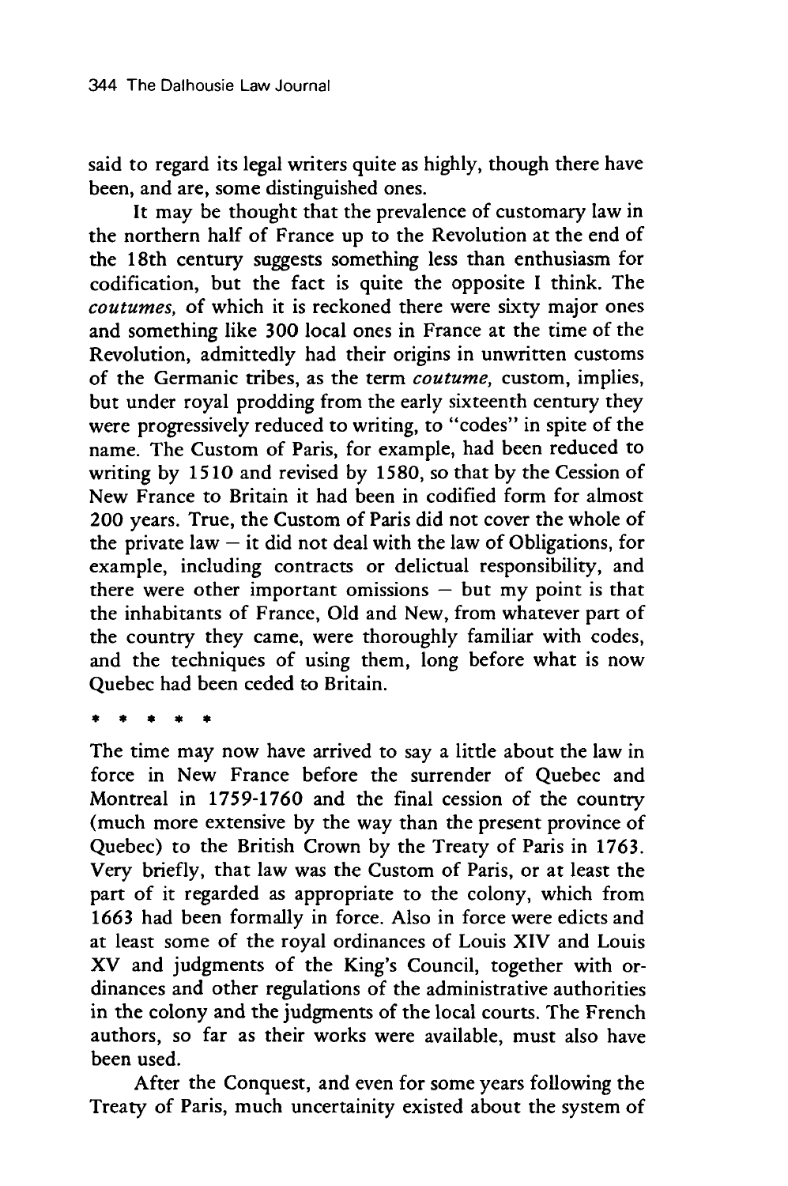said to regard its legal writers quite as highly, though there have been, and are, some distinguished ones.

It may be thought that the prevalence of customary law in the northern half of France up to the Revolution at the end of the 18th century suggests something less than enthusiasm for codification, but the fact is quite the opposite I think. The *coutumes,* of which it is reckoned there were sixty major ones and something like 300 local ones in France at the time of the Revolution, admittedly had their origins in unwritten customs of the Germanic tribes, as the term *coutume,* custom, implies, but under royal prodding from the early sixteenth century they were progressively reduced to writing, to "codes" in spite of the name. The Custom of Paris, for example, had been reduced to writing by 1510 and revised by 1580, so that by the Cession of New France to Britain it had been in codified form for almost 200 years. True, the Custom of Paris did not cover the whole of the private law – it did not deal with the law of Obligations, for example, including contracts or delictual responsibility, and there were other important omissions – but my point is that the inhabitants of France, Old and New, from whatever part of the country they came, were thoroughly familiar with codes, and the techniques of using them, long before what is now Quebec had been ceded to Britain.

\* \* \* \* \*

The time may now have arrived to say a little about the law in force in New France before the surrender of Quebec and Montreal in 1759-1760 and the final cession of the country (much more extensive by the way than the present province of Quebec) to the British Crown by the Treaty of Paris in 1763. Very briefly, that law was the Custom of Paris, or at least the part of it regarded as appropriate to the colony, which from 1663 had been formally in force. Also in force were edicts and at least some of the royal ordinances of Louis XIV and Louis XV and judgments of the King's Council, together with ordinances and other regulations of the administrative authorities in the colony and the judgments of the local courts. The French authors, so far as their works were available, must also have been used.

After the Conquest, and even for some years following the Treaty of Paris, much uncertainity existed about the system of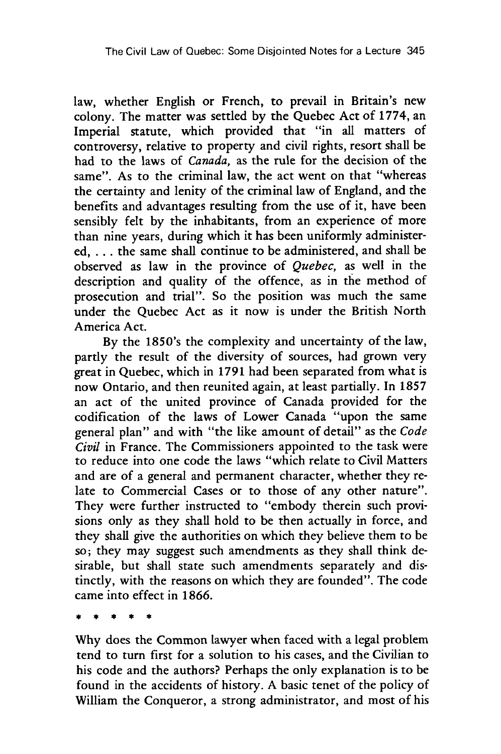law, whether English or French, to prevail in Britain's new colony. The matter was settled by the Quebec Act of 1774, an Imperial statute, which provided that "in all matters of controversy, relative to property and civil rights, resort shall be had to the laws of *Canada*, as the rule for the decision of the same". As to the criminal law, the act went on that "whereas the certainty and lenity of the criminal law of England, and the benefits and advantages resulting from the use of it, have been sensibly felt by the inhabitants, from an experience of more than nine years, during which it has been uniformly administered, . . . the same shall continue to be administered, and shall be observed as law in the province of *Quebec*, as well in the description and quality of the offence, as in the method of prosecution and trial". So the position was much the same under the Quebec Act as it now is under the British North America Act.

By the 1850's the complexity and uncertainty of the law, partly the result of the diversity of sources, had grown very great in Quebec, which in 1791 had been separated from what is now Ontario, and then reunited again, at least partially. In 1857 an act of the united province of Canada provided for the codification of the laws of Lower Canada "upon the same general plan" and with "the like amount of detail" as the *Code Civil* in France. The Commissioners appointed to the task were to reduce into one code the laws "which relate to Civil Matters and are of a general and permanent character, whether they relate to Commercial Cases or to those of any other nature". They were further instructed to "embody therein such provisions only as they shall hold to be then actually in force, and they shall give the authorities on which they believe them to be so; they may suggest such amendments as they shall think desirable, but shall state such amendments separately and distinctly, with the reasons on which they are founded". The code came into effect in 1866.

\* \* \* \* \*

Why does the Common lawyer when faced with a legal problem tend to turn first for a solution to his cases, and the Civilian to his code and the authors? Perhaps the only explanation is to be found in the accidents of history. A basic tenet of the policy of William the Conqueror, a strong administrator, and most of his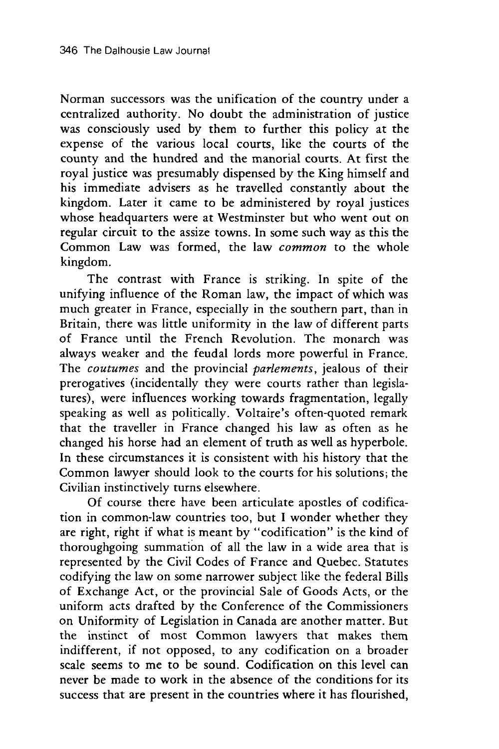Norman successors was the unification of the country under a centralized authority. No doubt the administration of justice was consciously used by them to further this policy at the expense of the various local courts, like the courts of the county and the hundred and the manorial courts. At first the royal justice was presumably dispensed by the King himself and his immediate advisers as he travelled constantly about the kingdom. Later it came to be administered by royal justices whose headquarters were at Westminster but who went out on regular circuit to the assize towns. In some such way as this the Common Law was formed, the law *common* to the whole kingdom.

The contrast with France is striking. In spite of the unifying influence of the Roman law, the impact of which was much greater in France, especially in the southern part, than in Britain, there was little uniformity in the law of different parts of France until the French Revolution. The monarch was always weaker and the feudal lords more powerful in France. The *coutumes* and the provincial *parlements*, jealous of their prerogatives (incidentally they were courts rather than legislatures), were influences working towards fragmentation, legally speaking as well as politically. Voltaire's often-quoted remark that the traveller in France changed his law as often as he changed his horse had an element of truth as well as hyperbole. In these circumstances it is consistent with his history that the Common lawyer should look to the courts for his solutions; the Civilian instinctively turns elsewhere.

Of course there have been articulate apostles of codification in common-law countries too, but I wonder whether they are right, right if what is meant by "codification" is the kind of thoroughgoing summation of all the law in a wide area that is represented by the Civil Codes of France and Quebec. Statutes codifying the law on some narrower subject like the federal Bills of Exchange Act, or the provincial Sale of Goods Acts, or the uniform acts drafted by the Conference of the Commissioners on Uniformity of Legislation in Canada are another matter. But the instinct of most Common lawyers that makes them indifferent, if not opposed, to any codification on a broader scale seems to me to be sound. Codification on this level can never be made to work in the absence of the conditions for its success that are present in the countries where it has flourished,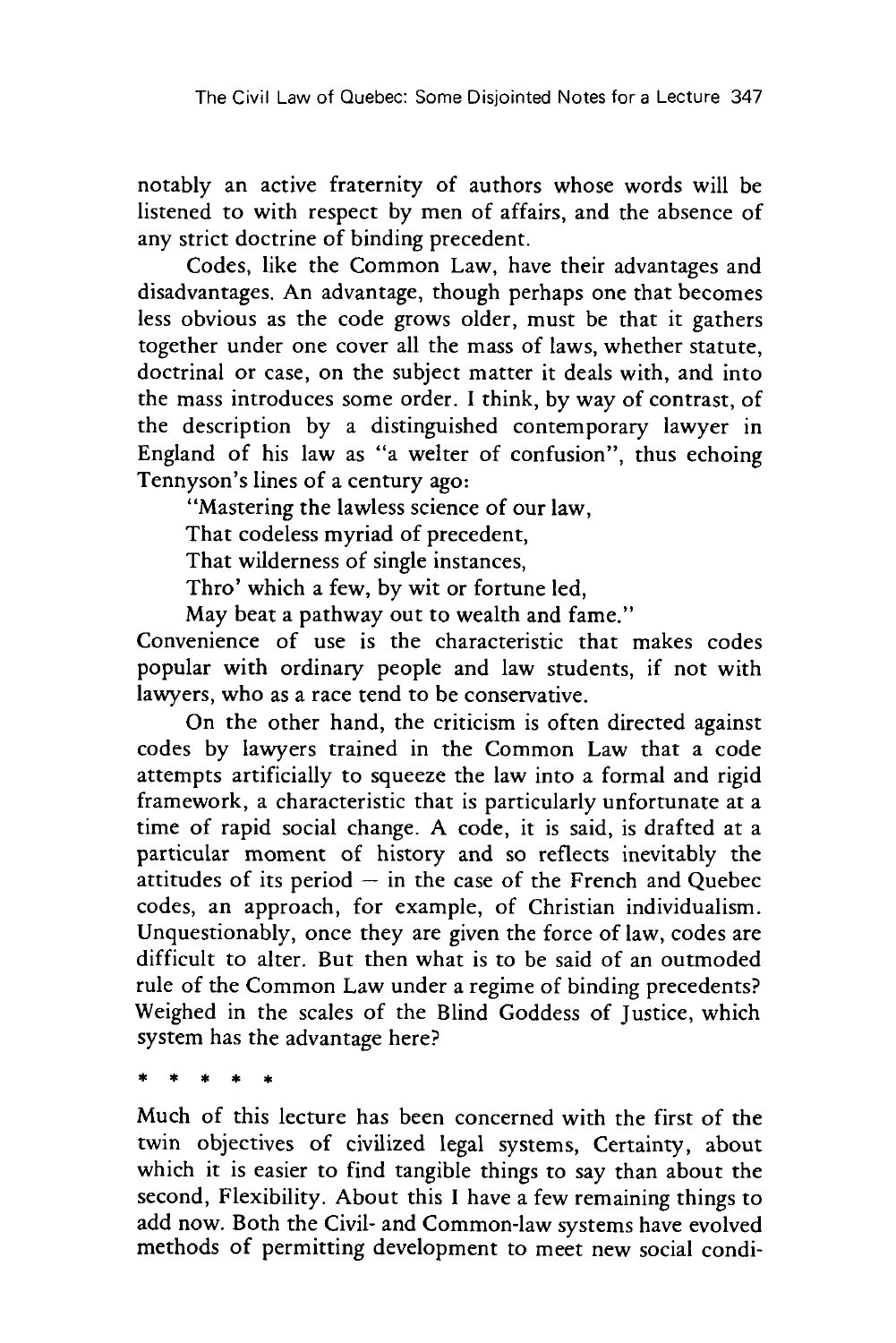notably an active fraternity of authors whose words will be listened to with respect by men of affairs, and the absence of any strict doctrine of binding precedent.

Codes, like the Common Law, have their advantages and disadvantages. An advantage, though perhaps one that becomes less obvious as the code grows older, must be that it gathers together under one cover all the mass of laws, whether statute, doctrinal or case, on the subject matter it deals with, and into the mass introduces some order. I think, by way of contrast, of the description by a distinguished contemporary lawyer in England of his law as "a welter of confusion", thus echoing Tennyson's lines of a century ago:

"Mastering the lawless science of our law,
That codeless myriad of precedent,
That wilderness of single instances,
Thro' which a few, by wit or fortune led,
May beat a pathway out to wealth and fame."

Convenience of use is the characteristic that makes codes popular with ordinary people and law students, if not with lawyers, who as a race tend to be conservative.

On the other hand, the criticism is often directed against codes by lawyers trained in the Common Law that a code attempts artificially to squeeze the law into a formal and rigid framework, a characteristic that is particularly unfortunate at a time of rapid social change. A code, it is said, is drafted at a particular moment of history and so reflects inevitably the attitudes of its period — in the case of the French and Quebec codes, an approach, for example, of Christian individualism. Unquestionably, once they are given the force of law, codes are difficult to alter. But then what is to be said of an outmoded rule of the Common Law under a regime of binding precedents? Weighed in the scales of the Blind Goddess of Justice, which system has the advantage here?

\* \* \* \* \*

Much of this lecture has been concerned with the first of the twin objectives of civilized legal systems, Certainty, about which it is easier to find tangible things to say than about the second, Flexibility. About this I have a few remaining things to add now. Both the Civil- and Common-law systems have evolved methods of permitting development to meet new social condi-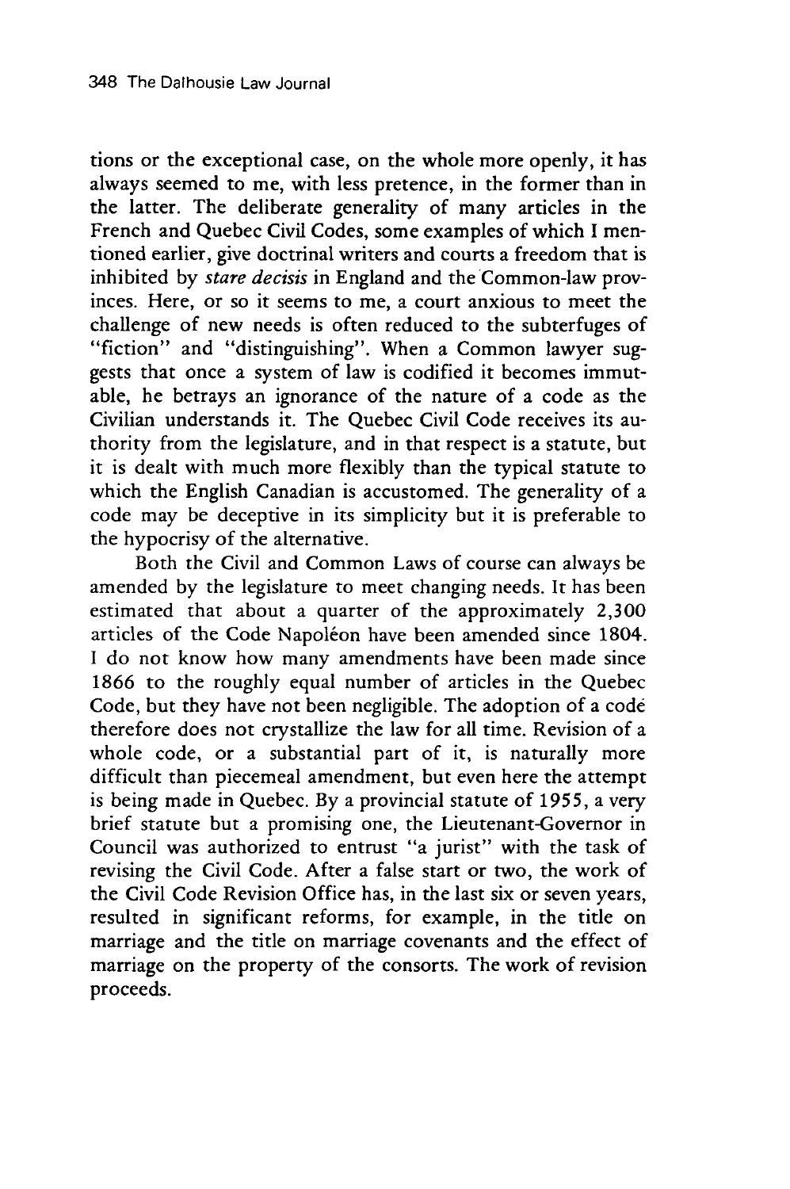tions or the exceptional case, on the whole more openly, it has always seemed to me, with less pretence, in the former than in the latter. The deliberate generality of many articles in the French and Quebec Civil Codes, some examples of which I mentioned earlier, give doctrinal writers and courts a freedom that is inhibited by *stare decisis* in England and the Common-law provinces. Here, or so it seems to me, a court anxious to meet the challenge of new needs is often reduced to the subterfuges of "fiction" and "distinguishing". When a Common lawyer suggests that once a system of law is codified it becomes immutable, he betrays an ignorance of the nature of a code as the Civilian understands it. The Quebec Civil Code receives its authority from the legislature, and in that respect is a statute, but it is dealt with much more flexibly than the typical statute to which the English Canadian is accustomed. The generality of a code may be deceptive in its simplicity but it is preferable to the hypocrisy of the alternative.

Both the Civil and Common Laws of course can always be amended by the legislature to meet changing needs. It has been estimated that about a quarter of the approximately 2,300 articles of the Code Napoléon have been amended since 1804. I do not know how many amendments have been made since 1866 to the roughly equal number of articles in the Quebec Code, but they have not been negligible. The adoption of a code therefore does not crystallize the law for all time. Revision of a whole code, or a substantial part of it, is naturally more difficult than piecemeal amendment, but even here the attempt is being made in Quebec. By a provincial statute of 1955, a very brief statute but a promising one, the Lieutenant-Governor in Council was authorized to entrust "a jurist" with the task of revising the Civil Code. After a false start or two, the work of the Civil Code Revision Office has, in the last six or seven years, resulted in significant reforms, for example, in the title on marriage and the title on marriage covenants and the effect of marriage on the property of the consorts. The work of revision proceeds.